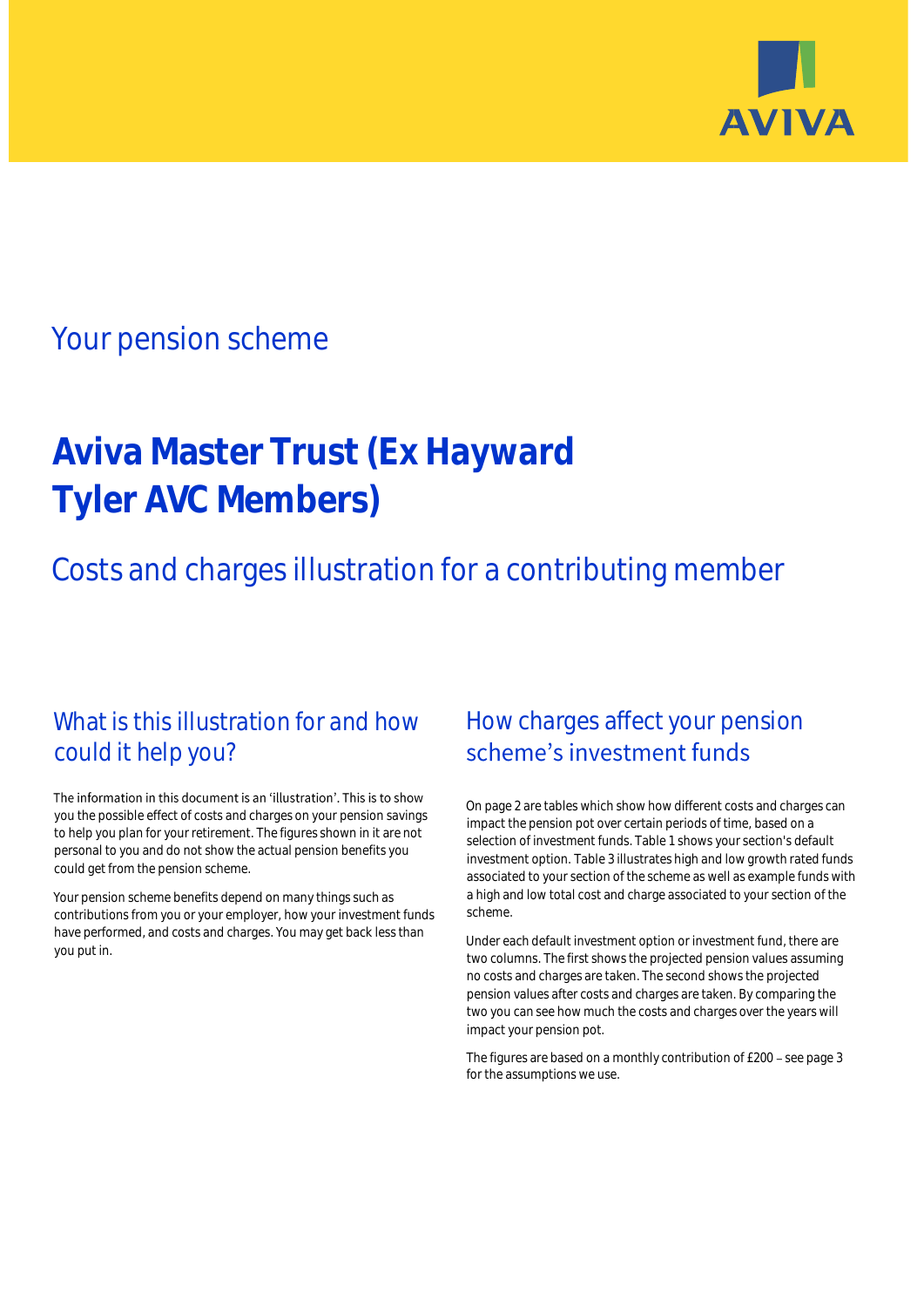Your pension scheme

# Aviva Master Trust (Ex Hayward Tyler AVC Members)

## Costs and charges illustration for a contributing member

### What is this illustration for and how could it help you?

The information in this document is an 'illustration'. This is to show you the possible effect of costs and charges on your pension savings to help you plan for your retirement. The figures shown in it are not personal to you and do not show the actual pension benefits you could get from the pension scheme.

Your pension scheme benefits depend on many things such as contributions from you or your employer, how your investment funds have performed, and costs and charges. You may get back less than you put in.

### How charges affect your pension scheme's investment funds

On page 2 are tables which show how different costs and charges can impact the pension pot over certain periods of time, based on a selection of investment funds. Table 1 shows your section's default investment option. Table 3 illustrates high and low growth rated funds associated to your section of the scheme as well as example funds with a high and low total cost and charge associated to your section of the scheme.

Under each default investment option or investment fund, there are two columns. The first shows the projected pension values assuming no costs and charges are taken. The second shows the projected pension values after costs and charges are taken. By comparing the two you can see how much the costs and charges over the years will impact your pension pot.

The figures are based on a monthly contribution of £200 – see page 3 for the assumptions we use.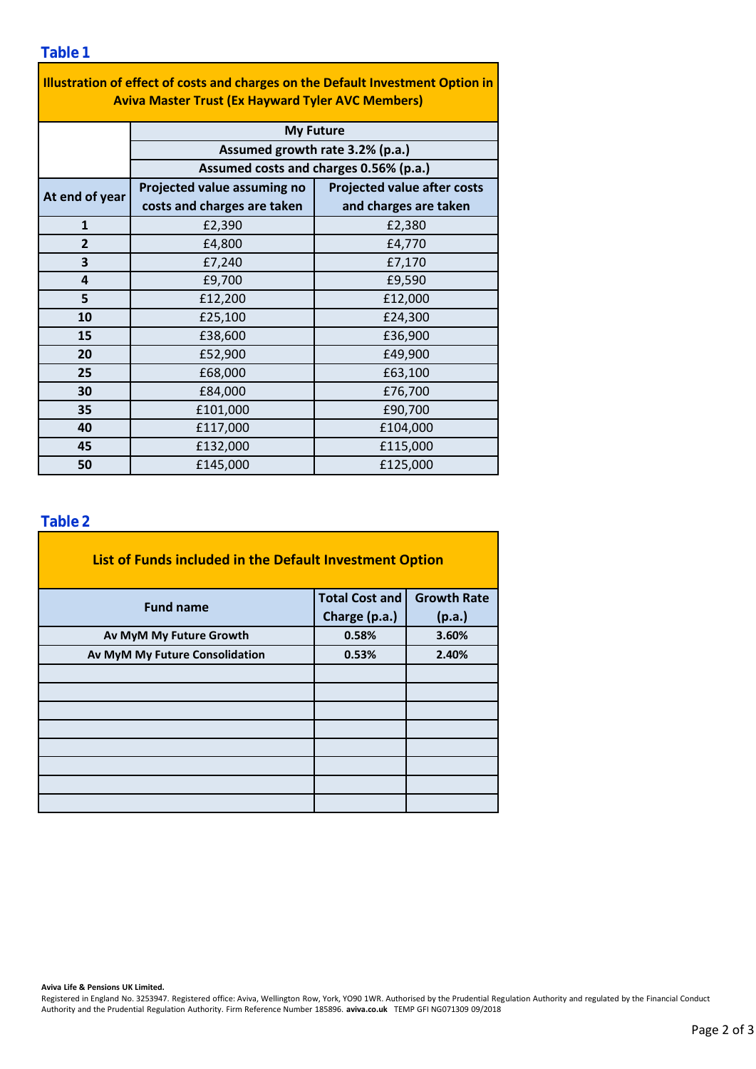## Table 1

| Illustration of effect of costs and charges on the Default Investment Option in Aviva Master Trust (Ex Hayward Tyler AVC Members) | | |
|---|---|---|
| | My Future | |
| | Assumed growth rate 3.2% (p.a.) | |
| | Assumed costs and charges 0.56% (p.a.) | |
| **At end of year** | **Projected value assuming no costs and charges are taken** | **Projected value after costs and charges are taken** |
| 1 | £2,390 | £2,380 |
| 2 | £4,800 | £4,770 |
| 3 | £7,240 | £7,170 |
| 4 | £9,700 | £9,590 |
| 5 | £12,200 | £12,000 |
| 10 | £25,100 | £24,300 |
| 15 | £38,600 | £36,900 |
| 20 | £52,900 | £49,900 |
| 25 | £68,000 | £63,100 |
| 30 | £84,000 | £76,700 |
| 35 | £101,000 | £90,700 |
| 40 | £117,000 | £104,000 |
| 45 | £132,000 | £115,000 |
| 50 | £145,000 | £125,000 |

## Table 2

| List of Funds included in the Default Investment Option | | |
|---|---|---|
| **Fund name** | **Total Cost and Charge (p.a.)** | **Growth Rate (p.a.)** |
| Av MyM My Future Growth | 0.58% | 3.60% |
| Av MyM My Future Consolidation | 0.53% | 2.40% |
| | | |
| | | |
| | | |
| | | |
| | | |
| | | |
| | | |
| | | |

**Aviva Life & Pensions UK Limited.**
Registered in England No. 3253947. Registered office: Aviva, Wellington Row, York, YO90 1WR. Authorised by the Prudential Regulation Authority and regulated by the Financial Conduct Authority and the Prudential Regulation Authority. Firm Reference Number 185896. **aviva.co.uk** TEMP GFI NG071309 09/2018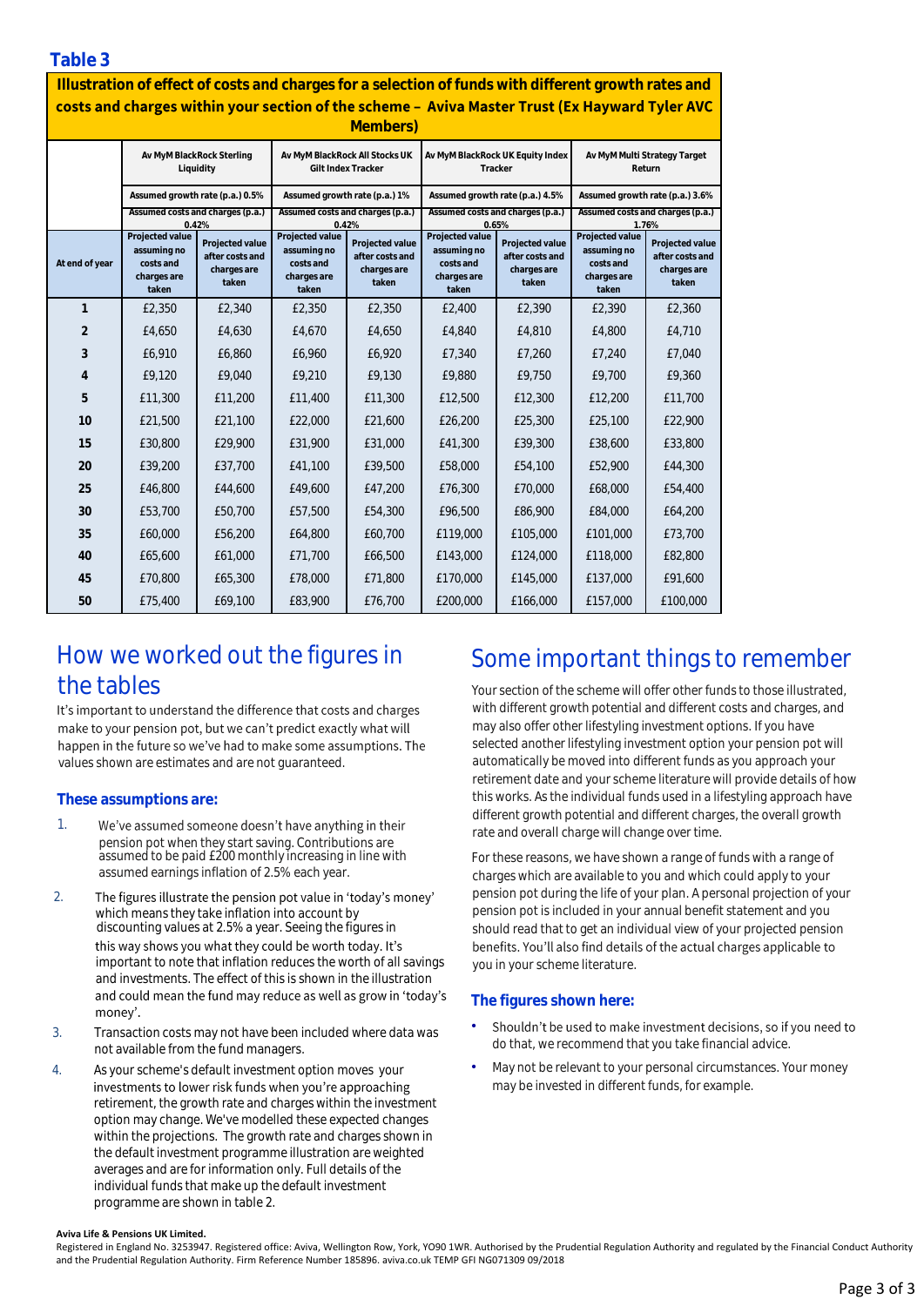## Table 3

**Illustration of effect of costs and charges for a selection of funds with different growth rates and costs and charges within your section of the scheme – Aviva Master Trust (Ex Hayward Tyler AVC Members)**

| | Av MyM BlackRock Sterling Liquidity | | Av MyM BlackRock All Stocks UK Gilt Index Tracker | | Av MyM BlackRock UK Equity Index Tracker | | Av MyM Multi Strategy Target Return | |
|---|---|---|---|---|---|---|---|---|
| | Assumed growth rate (p.a.) 0.5% | | Assumed growth rate (p.a.) 1% | | Assumed growth rate (p.a.) 4.5% | | Assumed growth rate (p.a.) 3.6% | |
| | Assumed costs and charges (p.a.) 0.42% | | Assumed costs and charges (p.a.) 0.42% | | Assumed costs and charges (p.a.) 0.65% | | Assumed costs and charges (p.a.) 1.76% | |
| At end of year | Projected value assuming no costs and charges are taken | Projected value after costs and charges are taken | Projected value assuming no costs and charges are taken | Projected value after costs and charges are taken | Projected value assuming no costs and charges are taken | Projected value after costs and charges are taken | Projected value assuming no costs and charges are taken | Projected value after costs and charges are taken |
| 1 | £2,350 | £2,340 | £2,350 | £2,350 | £2,400 | £2,390 | £2,390 | £2,360 |
| 2 | £4,650 | £4,630 | £4,670 | £4,650 | £4,840 | £4,810 | £4,800 | £4,710 |
| 3 | £6,910 | £6,860 | £6,960 | £6,920 | £7,340 | £7,260 | £7,240 | £7,040 |
| 4 | £9,120 | £9,040 | £9,210 | £9,130 | £9,880 | £9,750 | £9,700 | £9,360 |
| 5 | £11,300 | £11,200 | £11,400 | £11,300 | £12,500 | £12,300 | £12,200 | £11,700 |
| 10 | £21,500 | £21,100 | £22,000 | £21,600 | £26,200 | £25,300 | £25,100 | £22,900 |
| 15 | £30,800 | £29,900 | £31,900 | £31,000 | £41,300 | £39,300 | £38,600 | £33,800 |
| 20 | £39,200 | £37,700 | £41,100 | £39,500 | £58,000 | £54,100 | £52,900 | £44,300 |
| 25 | £46,800 | £44,600 | £49,600 | £47,200 | £76,300 | £70,000 | £68,000 | £54,400 |
| 30 | £53,700 | £50,700 | £57,500 | £54,300 | £96,500 | £86,900 | £84,000 | £64,200 |
| 35 | £60,000 | £56,200 | £64,800 | £60,700 | £119,000 | £105,000 | £101,000 | £73,700 |
| 40 | £65,600 | £61,000 | £71,700 | £66,500 | £143,000 | £124,000 | £118,000 | £82,800 |
| 45 | £70,800 | £65,300 | £78,000 | £71,800 | £170,000 | £145,000 | £137,000 | £91,600 |
| 50 | £75,400 | £69,100 | £83,900 | £76,700 | £200,000 | £166,000 | £157,000 | £100,000 |

# How we worked out the figures in the tables

It's important to understand the difference that costs and charges make to your pension pot, but we can't predict exactly what will happen in the future so we've had to make some assumptions. The values shown are estimates and are not guaranteed.

### These assumptions are:

1. We've assumed someone doesn't have anything in their pension pot when they start saving. Contributions are assumed to be paid £200 monthly increasing in line with assumed earnings inflation of 2.5% each year.
2. The figures illustrate the pension pot value in 'today's money' which means they take inflation into account by discounting values at 2.5% a year. Seeing the figures in this way shows you what they could be worth today. It's important to note that inflation reduces the worth of all savings and investments. The effect of this is shown in the illustration and could mean the fund may reduce as well as grow in 'today's money'.
3. Transaction costs may not have been included where data was not available from the fund managers.
4. As your scheme's default investment option moves your investments to lower risk funds when you're approaching retirement, the growth rate and charges within the investment option may change. We've modelled these expected changes within the projections. The growth rate and charges shown in the default investment programme illustration are weighted averages and are for information only. Full details of the individual funds that make up the default investment programme are shown in table 2.

# Some important things to remember

Your section of the scheme will offer other funds to those illustrated, with different growth potential and different costs and charges, and may also offer other lifestyling investment options. If you have selected another lifestyling investment option your pension pot will automatically be moved into different funds as you approach your retirement date and your scheme literature will provide details of how this works. As the individual funds used in a lifestyling approach have different growth potential and different charges, the overall growth rate and overall charge will change over time.

For these reasons, we have shown a range of funds with a range of charges which are available to you and which could apply to your pension pot during the life of your plan. A personal projection of your pension pot is included in your annual benefit statement and you should read that to get an individual view of your projected pension benefits. You'll also find details of the actual charges applicable to you in your scheme literature.

### The figures shown here:

- Shouldn't be used to make investment decisions, so if you need to do that, we recommend that you take financial advice.
- May not be relevant to your personal circumstances. Your money may be invested in different funds, for example.

**Aviva Life & Pensions UK Limited.**
Registered in England No. 3253947. Registered office: Aviva, Wellington Row, York, YO90 1WR. Authorised by the Prudential Regulation Authority and regulated by the Financial Conduct Authority and the Prudential Regulation Authority. Firm Reference Number 185896. aviva.co.uk TEMP GFI NG071309 09/2018